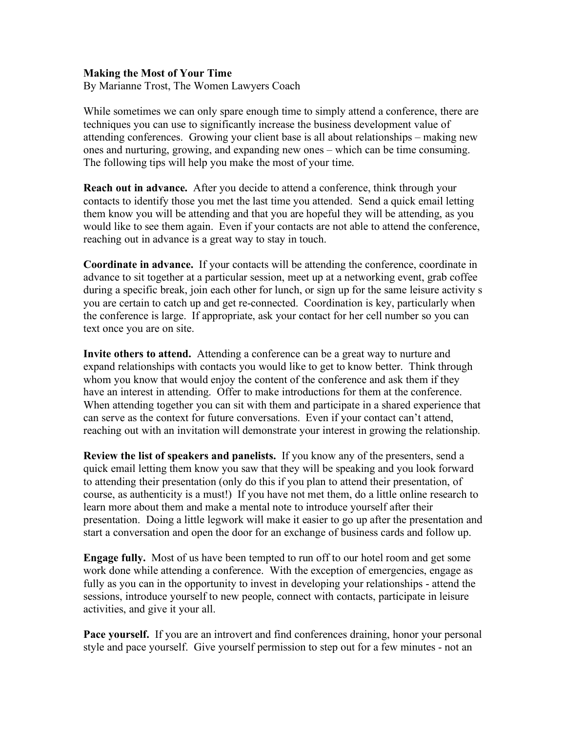**Making the Most of Your Time**
By Marianne Trost, The Women Lawyers Coach

While sometimes we can only spare enough time to simply attend a conference, there are techniques you can use to significantly increase the business development value of attending conferences. Growing your client base is all about relationships – making new ones and nurturing, growing, and expanding new ones – which can be time consuming. The following tips will help you make the most of your time.

**Reach out in advance.** After you decide to attend a conference, think through your contacts to identify those you met the last time you attended. Send a quick email letting them know you will be attending and that you are hopeful they will be attending, as you would like to see them again. Even if your contacts are not able to attend the conference, reaching out in advance is a great way to stay in touch.

**Coordinate in advance.** If your contacts will be attending the conference, coordinate in advance to sit together at a particular session, meet up at a networking event, grab coffee during a specific break, join each other for lunch, or sign up for the same leisure activity s you are certain to catch up and get re-connected. Coordination is key, particularly when the conference is large. If appropriate, ask your contact for her cell number so you can text once you are on site.

**Invite others to attend.** Attending a conference can be a great way to nurture and expand relationships with contacts you would like to get to know better. Think through whom you know that would enjoy the content of the conference and ask them if they have an interest in attending. Offer to make introductions for them at the conference. When attending together you can sit with them and participate in a shared experience that can serve as the context for future conversations. Even if your contact can't attend, reaching out with an invitation will demonstrate your interest in growing the relationship.

**Review the list of speakers and panelists.** If you know any of the presenters, send a quick email letting them know you saw that they will be speaking and you look forward to attending their presentation (only do this if you plan to attend their presentation, of course, as authenticity is a must!) If you have not met them, do a little online research to learn more about them and make a mental note to introduce yourself after their presentation. Doing a little legwork will make it easier to go up after the presentation and start a conversation and open the door for an exchange of business cards and follow up.

**Engage fully.** Most of us have been tempted to run off to our hotel room and get some work done while attending a conference. With the exception of emergencies, engage as fully as you can in the opportunity to invest in developing your relationships - attend the sessions, introduce yourself to new people, connect with contacts, participate in leisure activities, and give it your all.

**Pace yourself.** If you are an introvert and find conferences draining, honor your personal style and pace yourself. Give yourself permission to step out for a few minutes - not an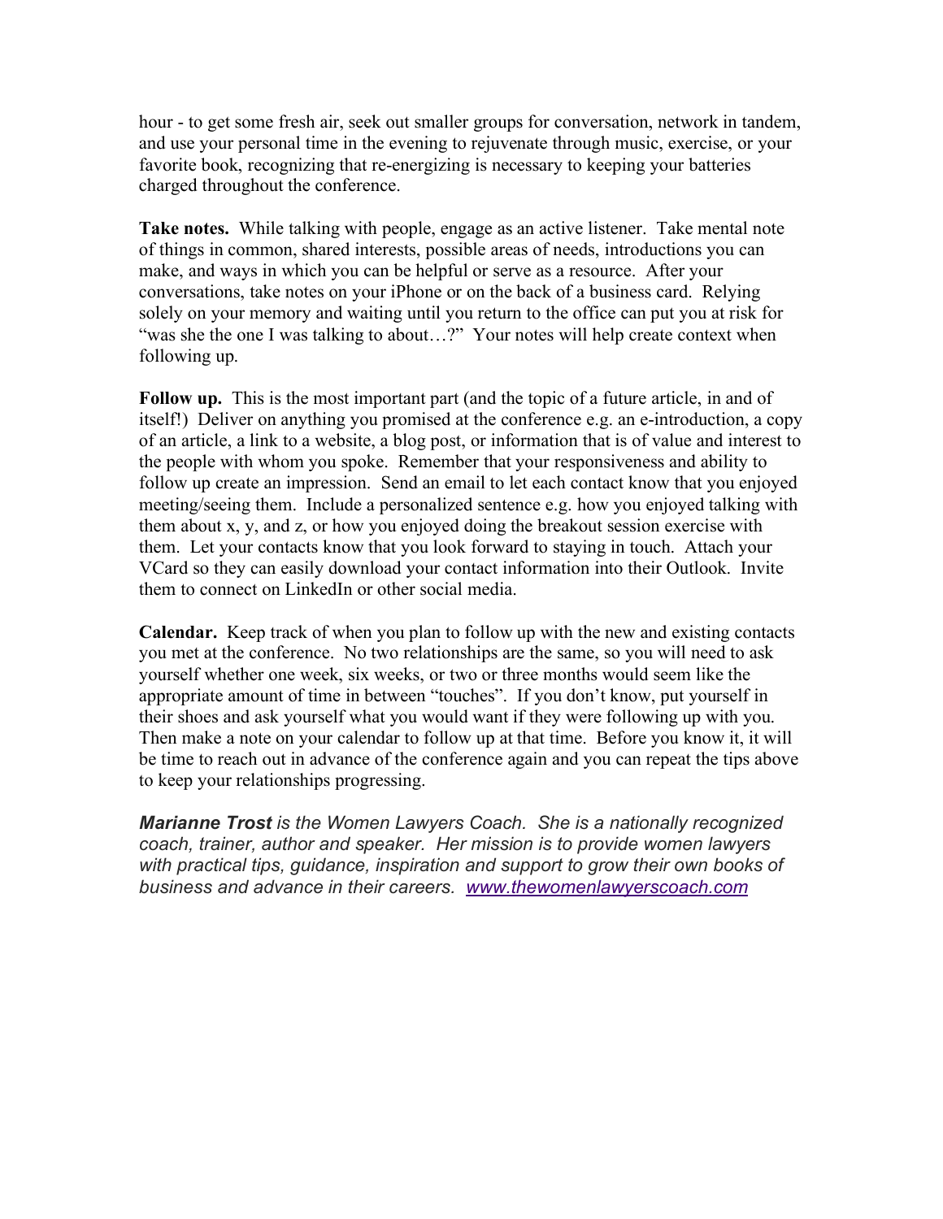hour - to get some fresh air, seek out smaller groups for conversation, network in tandem, and use your personal time in the evening to rejuvenate through music, exercise, or your favorite book, recognizing that re-energizing is necessary to keeping your batteries charged throughout the conference.

**Take notes.** While talking with people, engage as an active listener. Take mental note of things in common, shared interests, possible areas of needs, introductions you can make, and ways in which you can be helpful or serve as a resource. After your conversations, take notes on your iPhone or on the back of a business card. Relying solely on your memory and waiting until you return to the office can put you at risk for "was she the one I was talking to about…?" Your notes will help create context when following up.

**Follow up.** This is the most important part (and the topic of a future article, in and of itself!) Deliver on anything you promised at the conference e.g. an e-introduction, a copy of an article, a link to a website, a blog post, or information that is of value and interest to the people with whom you spoke. Remember that your responsiveness and ability to follow up create an impression. Send an email to let each contact know that you enjoyed meeting/seeing them. Include a personalized sentence e.g. how you enjoyed talking with them about x, y, and z, or how you enjoyed doing the breakout session exercise with them. Let your contacts know that you look forward to staying in touch. Attach your VCard so they can easily download your contact information into their Outlook. Invite them to connect on LinkedIn or other social media.

**Calendar.** Keep track of when you plan to follow up with the new and existing contacts you met at the conference. No two relationships are the same, so you will need to ask yourself whether one week, six weeks, or two or three months would seem like the appropriate amount of time in between "touches". If you don't know, put yourself in their shoes and ask yourself what you would want if they were following up with you. Then make a note on your calendar to follow up at that time. Before you know it, it will be time to reach out in advance of the conference again and you can repeat the tips above to keep your relationships progressing.

***Marianne Trost*** *is the Women Lawyers Coach. She is a nationally recognized coach, trainer, author and speaker. Her mission is to provide women lawyers with practical tips, guidance, inspiration and support to grow their own books of business and advance in their careers. [www.thewomenlawyerscoach.com](www.thewomenlawyerscoach.com)*